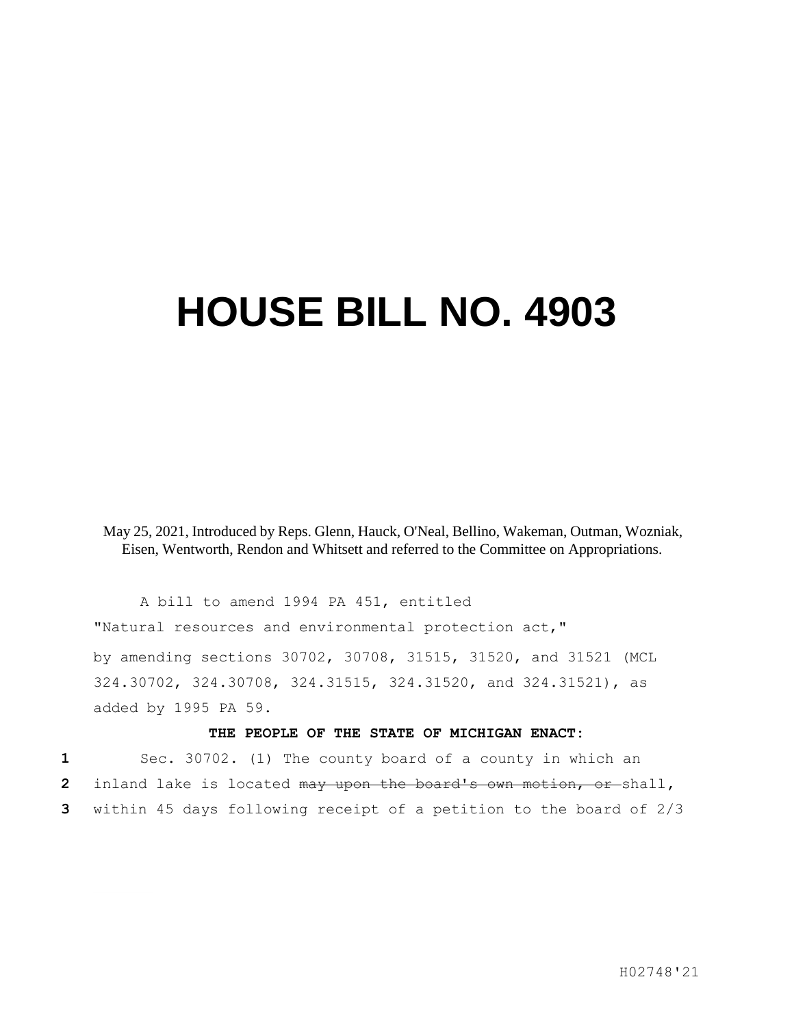# HOUSE BILL NO. 4903

May 25, 2021, Introduced by Reps. Glenn, Hauck, O'Neal, Bellino, Wakeman, Outman, Wozniak, Eisen, Wentworth, Rendon and Whitsett and referred to the Committee on Appropriations.

A bill to amend 1994 PA 451, entitled

"Natural resources and environmental protection act,"

by amending sections 30702, 30708, 31515, 31520, and 31521 (MCL 324.30702, 324.30708, 324.31515, 324.31520, and 324.31521), as added by 1995 PA 59.

**THE PEOPLE OF THE STATE OF MICHIGAN ENACT:**

1 Sec. 30702. (1) The county board of a county in which an
2 inland lake is located ~~may upon the board's own motion, or~~ shall,
3 within 45 days following receipt of a petition to the board of 2/3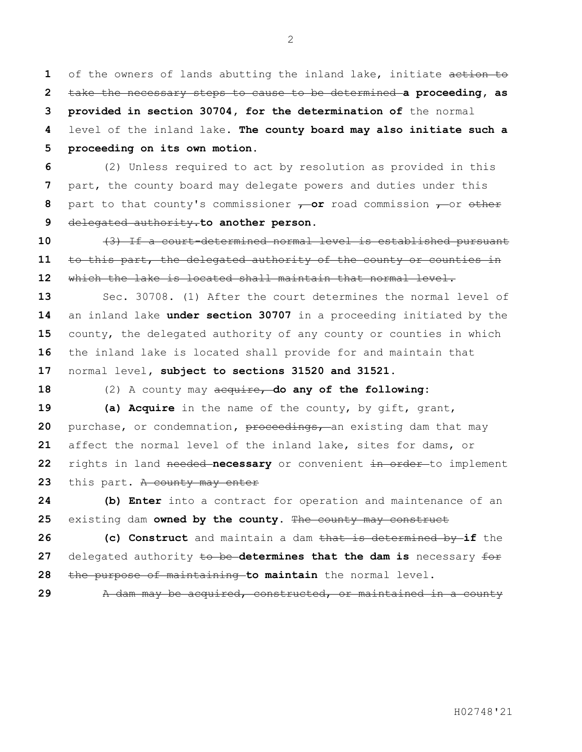of the owners of lands abutting the inland lake, initiate ~~action to take the necessary steps to cause to be determined~~ **a proceeding, as provided in section 30704, for the determination of** the normal level of the inland lake. **The county board may also initiate such a proceeding on its own motion.**

(2) Unless required to act by resolution as provided in this part, the county board may delegate powers and duties under this part to that county's commissioner ~~,~~ **or** road commission ~~, or other delegated authority.~~ **to another person.**

~~(3) If a court-determined normal level is established pursuant to this part, the delegated authority of the county or counties in which the lake is located shall maintain that normal level.~~

Sec. 30708. (1) After the court determines the normal level of an inland lake **under section 30707** in a proceeding initiated by the county, the delegated authority of any county or counties in which the inland lake is located shall provide for and maintain that normal level**, subject to sections 31520 and 31521.**

(2) A county may ~~acquire,~~ **do any of the following:**

**(a) Acquire** in the name of the county, by gift, grant, purchase, or condemnation, ~~proceedings,~~ an existing dam that may affect the normal level of the inland lake, sites for dams, or rights in land ~~needed~~ **necessary** or convenient ~~in order~~ to implement this part. ~~A county may enter~~

**(b) Enter** into a contract for operation and maintenance of an existing dam **owned by the county.** ~~The county may construct~~

**(c) Construct** and maintain a dam ~~that is determined by~~ **if** the delegated authority ~~to be~~ **determines that the dam is** necessary ~~for the purpose of maintaining~~ **to maintain** the normal level.

~~A dam may be acquired, constructed, or maintained in a county~~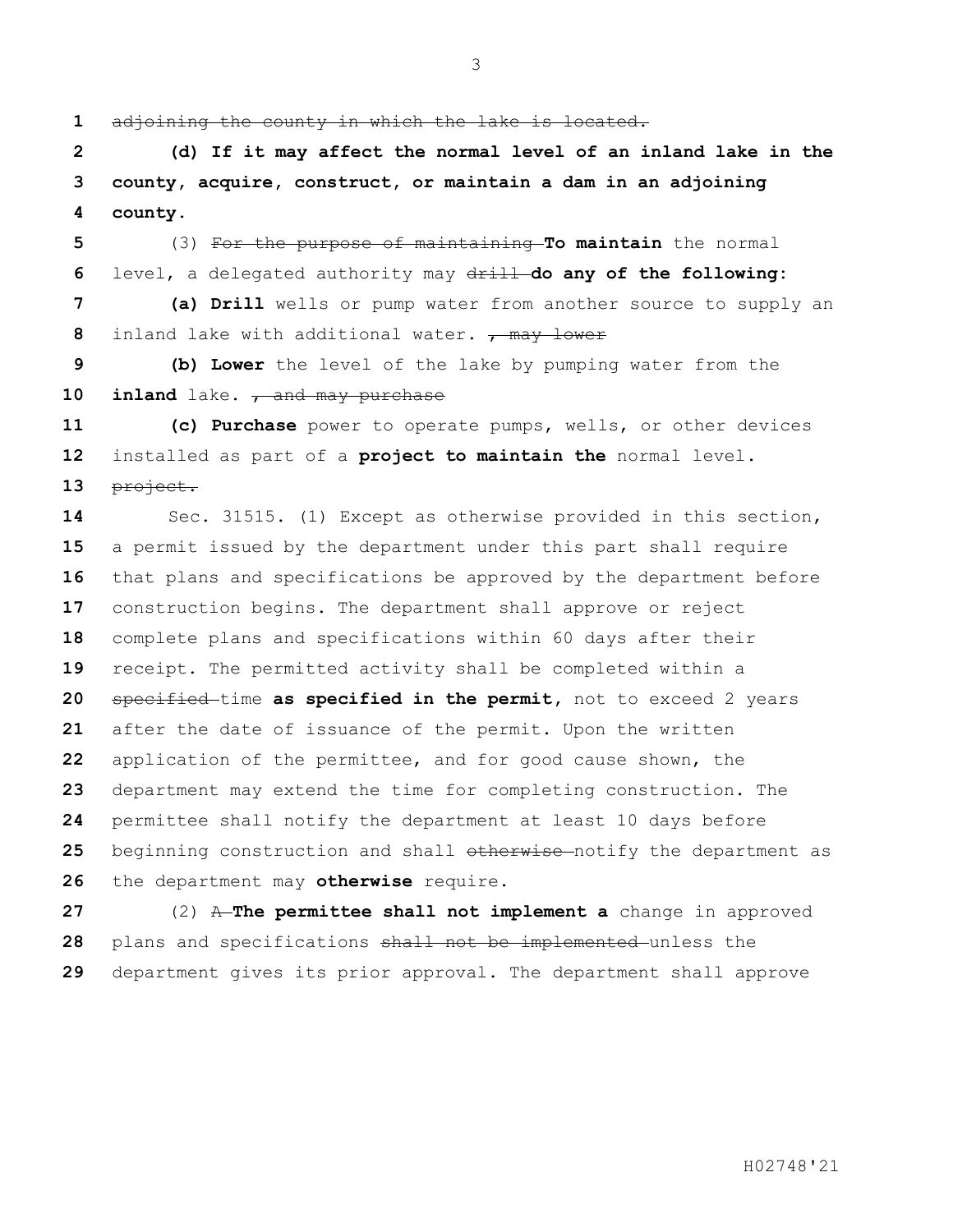~~adjoining the county in which the lake is located.~~

**(d) If it may affect the normal level of an inland lake in the county, acquire, construct, or maintain a dam in an adjoining county.**

(3) ~~For the purpose of maintaining~~ **To maintain** the normal level, a delegated authority may ~~drill~~ **do any of the following:**

**(a) Drill** wells or pump water from another source to supply an inland lake with additional water. ~~, may lower~~

**(b) Lower** the level of the lake by pumping water from the **inland** lake. ~~, and may purchase~~

**(c) Purchase** power to operate pumps, wells, or other devices installed as part of a **project to maintain the** normal level. ~~project.~~

Sec. 31515. (1) Except as otherwise provided in this section, a permit issued by the department under this part shall require that plans and specifications be approved by the department before construction begins. The department shall approve or reject complete plans and specifications within 60 days after their receipt. The permitted activity shall be completed within a ~~specified~~ time **as specified in the permit,** not to exceed 2 years after the date of issuance of the permit. Upon the written application of the permittee, and for good cause shown, the department may extend the time for completing construction. The permittee shall notify the department at least 10 days before beginning construction and shall ~~otherwise~~ notify the department as the department may **otherwise** require.

(2) ~~A~~ **The permittee shall not implement a** change in approved plans and specifications ~~shall not be implemented~~ unless the department gives its prior approval. The department shall approve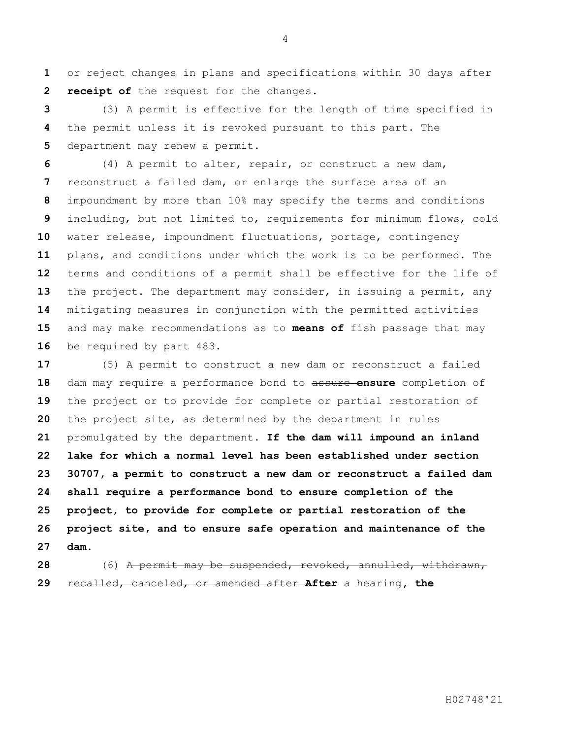or reject changes in plans and specifications within 30 days after **receipt of** the request for the changes.

(3) A permit is effective for the length of time specified in the permit unless it is revoked pursuant to this part. The department may renew a permit.

(4) A permit to alter, repair, or construct a new dam, reconstruct a failed dam, or enlarge the surface area of an impoundment by more than 10% may specify the terms and conditions including, but not limited to, requirements for minimum flows, cold water release, impoundment fluctuations, portage, contingency plans, and conditions under which the work is to be performed. The terms and conditions of a permit shall be effective for the life of the project. The department may consider, in issuing a permit, any mitigating measures in conjunction with the permitted activities and may make recommendations as to **means of** fish passage that may be required by part 483.

(5) A permit to construct a new dam or reconstruct a failed dam may require a performance bond to ~~assure~~ **ensure** completion of the project or to provide for complete or partial restoration of the project site, as determined by the department in rules promulgated by the department. **If the dam will impound an inland lake for which a normal level has been established under section 30707, a permit to construct a new dam or reconstruct a failed dam shall require a performance bond to ensure completion of the project, to provide for complete or partial restoration of the project site, and to ensure safe operation and maintenance of the dam.**

(6) ~~A permit may be suspended, revoked, annulled, withdrawn, recalled, canceled, or amended after~~ **After** a hearing**, the**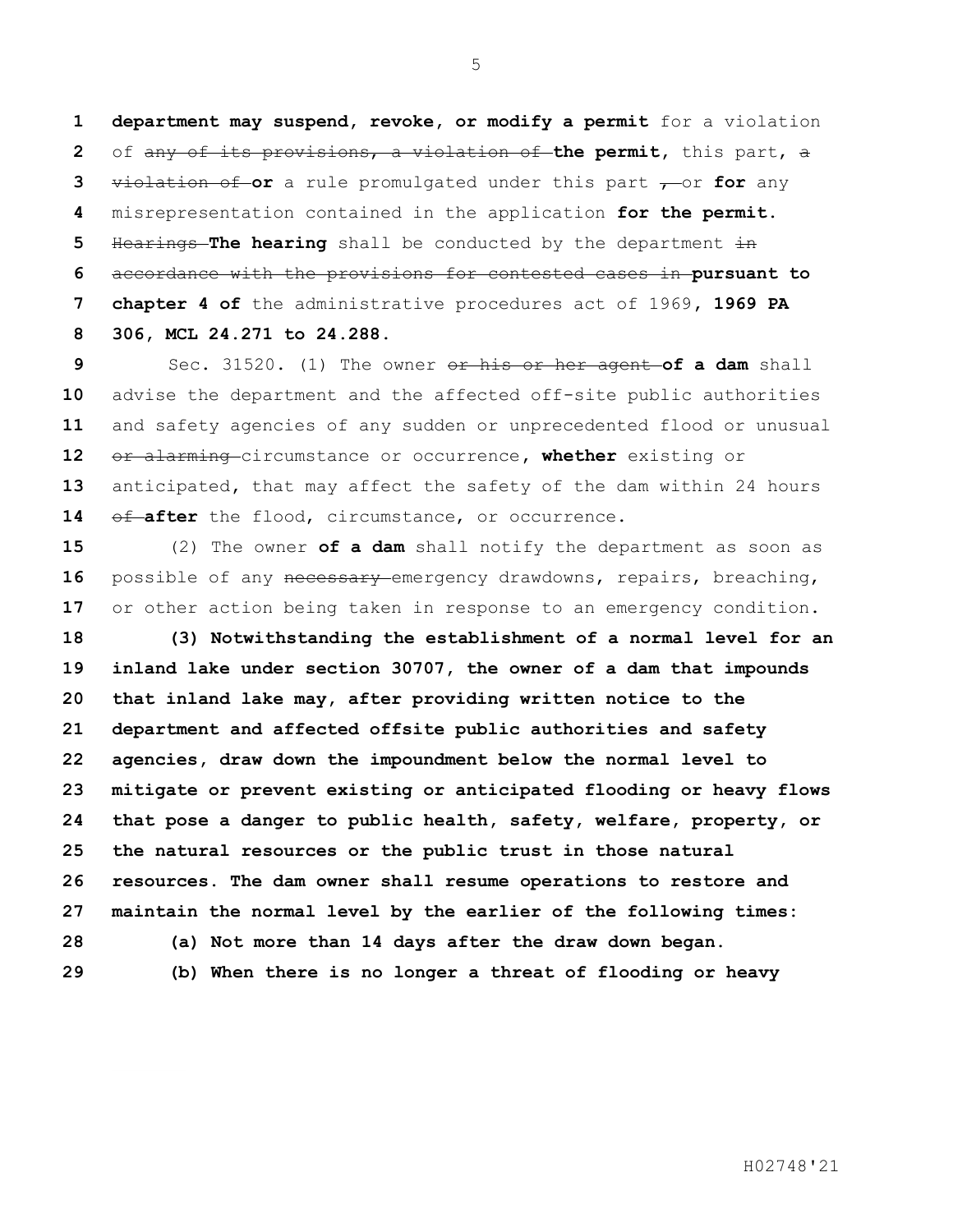**department may suspend, revoke, or modify a permit** for a violation of ~~any of its provisions, a violation of~~ **the permit**, this part, ~~a violation of~~ **or** a rule promulgated under this part ~~,~~ or **for** any misrepresentation contained in the application **for the permit.** ~~Hearings~~ **The hearing** shall be conducted by the department ~~in accordance with the provisions for contested cases in~~ **pursuant to chapter 4 of** the administrative procedures act of 1969**, 1969 PA 306, MCL 24.271 to 24.288.**

Sec. 31520. (1) The owner ~~or his or her agent~~ **of a dam** shall advise the department and the affected off-site public authorities and safety agencies of any sudden or unprecedented flood or unusual ~~or alarming~~ circumstance or occurrence, **whether** existing or anticipated, that may affect the safety of the dam within 24 hours ~~of~~ **after** the flood, circumstance, or occurrence.

(2) The owner **of a dam** shall notify the department as soon as possible of any ~~necessary~~ emergency drawdowns, repairs, breaching, or other action being taken in response to an emergency condition.

**(3) Notwithstanding the establishment of a normal level for an inland lake under section 30707, the owner of a dam that impounds that inland lake may, after providing written notice to the department and affected offsite public authorities and safety agencies, draw down the impoundment below the normal level to mitigate or prevent existing or anticipated flooding or heavy flows that pose a danger to public health, safety, welfare, property, or the natural resources or the public trust in those natural resources. The dam owner shall resume operations to restore and maintain the normal level by the earlier of the following times:**

**(a) Not more than 14 days after the draw down began.**

**(b) When there is no longer a threat of flooding or heavy**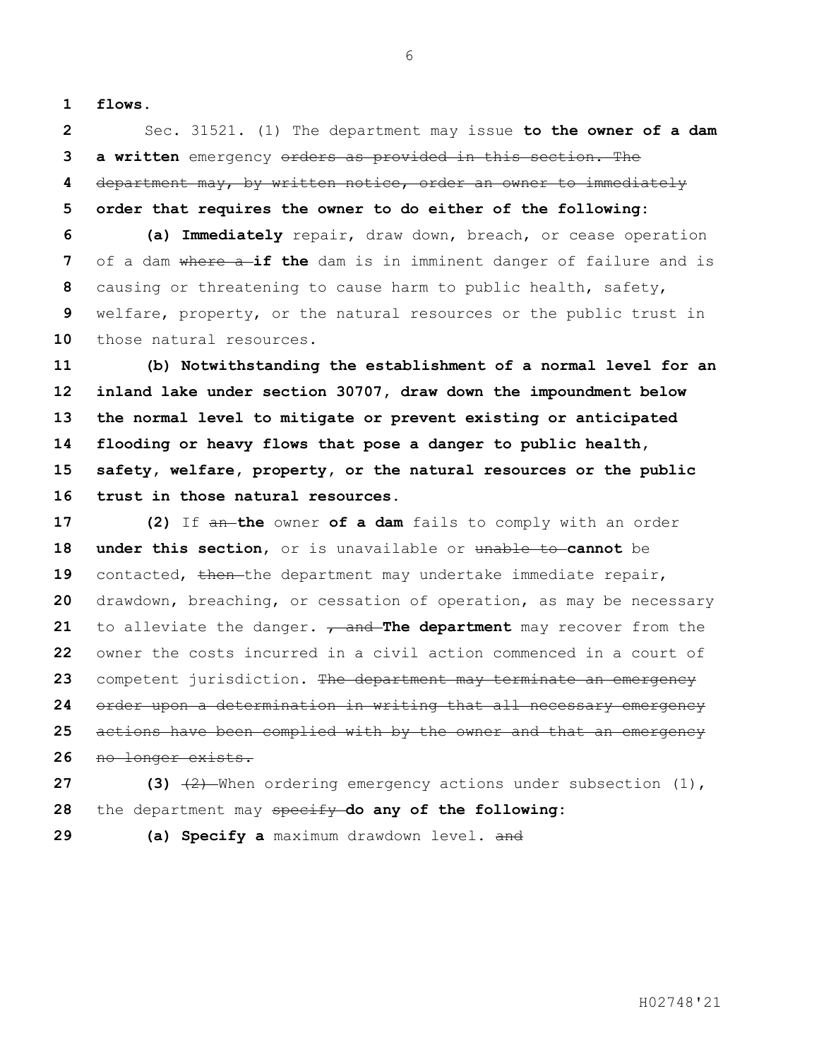**flows.**

Sec. 31521. (1) The department may issue **to the owner of a dam a written** emergency ~~orders as provided in this section. The department may, by written notice, order an owner to immediately~~ **order that requires the owner to do either of the following:**

**(a) Immediately** repair, draw down, breach, or cease operation of a dam ~~where a~~ **if the** dam is in imminent danger of failure and is causing or threatening to cause harm to public health, safety, welfare, property, or the natural resources or the public trust in those natural resources.

**(b) Notwithstanding the establishment of a normal level for an inland lake under section 30707, draw down the impoundment below the normal level to mitigate or prevent existing or anticipated flooding or heavy flows that pose a danger to public health, safety, welfare, property, or the natural resources or the public trust in those natural resources.**

**(2)** If ~~an~~ **the** owner **of a dam** fails to comply with an order **under this section**, or is unavailable or ~~unable to~~ **cannot** be contacted, ~~then~~ the department may undertake immediate repair, drawdown, breaching, or cessation of operation, as may be necessary to alleviate the danger. ~~, and~~ **The department** may recover from the owner the costs incurred in a civil action commenced in a court of competent jurisdiction. ~~The department may terminate an emergency order upon a determination in writing that all necessary emergency actions have been complied with by the owner and that an emergency no longer exists.~~

**(3)** ~~(2)~~ When ordering emergency actions under subsection (1), the department may ~~specify~~ **do any of the following:**

**(a) Specify a** maximum drawdown level. ~~and~~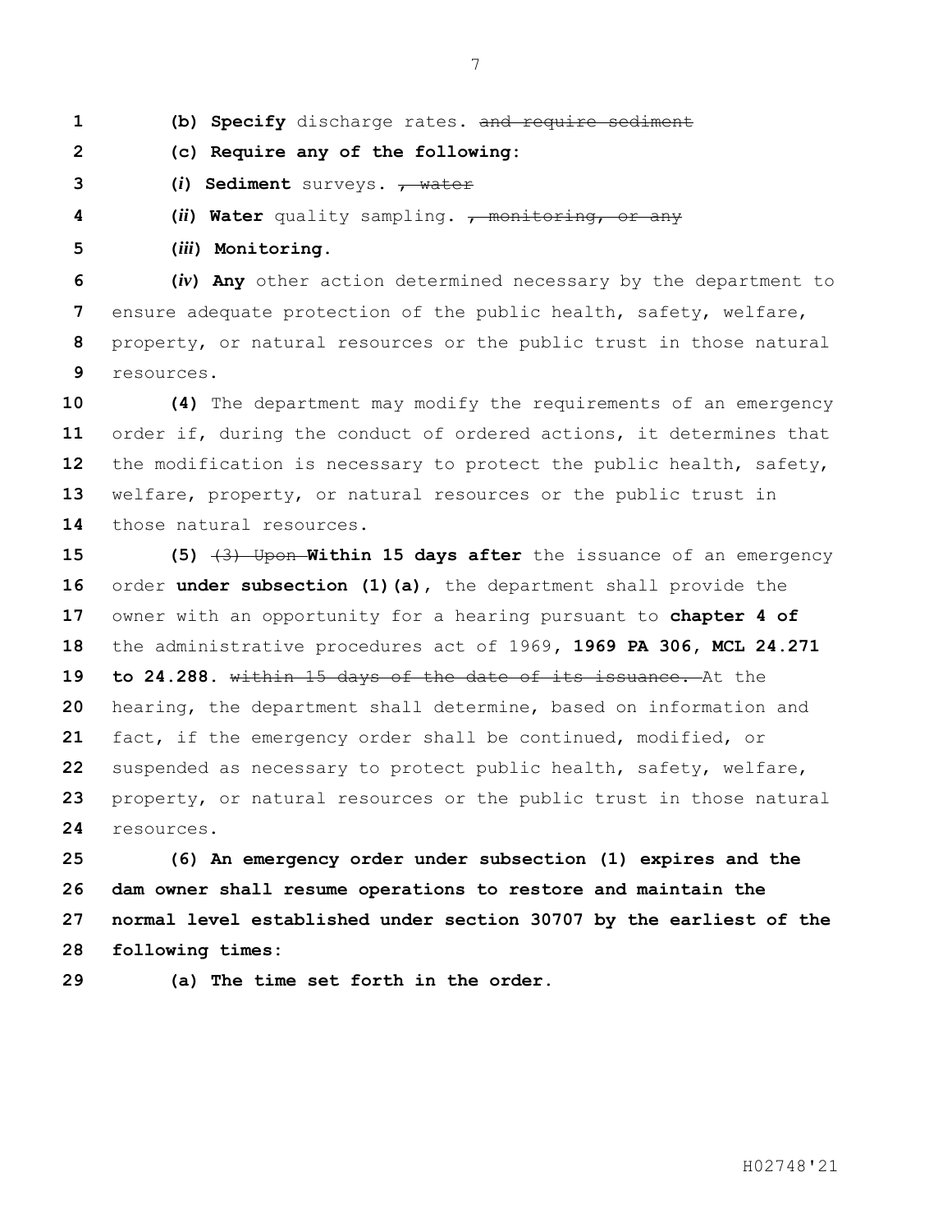**(b) Specify** discharge rates. ~~and require sediment~~

**(c) Require any of the following:**

**(*i*) Sediment** surveys. ~~, water~~

**(*ii*) Water** quality sampling. ~~, monitoring, or any~~

**(*iii*) Monitoring.**

**(*iv*) Any** other action determined necessary by the department to ensure adequate protection of the public health, safety, welfare, property, or natural resources or the public trust in those natural resources.

**(4)** The department may modify the requirements of an emergency order if, during the conduct of ordered actions, it determines that the modification is necessary to protect the public health, safety, welfare, property, or natural resources or the public trust in those natural resources.

**(5)** ~~(3) Upon~~ **Within 15 days after** the issuance of an emergency order **under subsection (1)(a)**, the department shall provide the owner with an opportunity for a hearing pursuant to **chapter 4 of** the administrative procedures act of 1969**, 1969 PA 306, MCL 24.271 to 24.288.** ~~within 15 days of the date of its issuance.~~ At the hearing, the department shall determine, based on information and fact, if the emergency order shall be continued, modified, or suspended as necessary to protect public health, safety, welfare, property, or natural resources or the public trust in those natural resources.

**(6) An emergency order under subsection (1) expires and the dam owner shall resume operations to restore and maintain the normal level established under section 30707 by the earliest of the following times:**

**(a) The time set forth in the order.**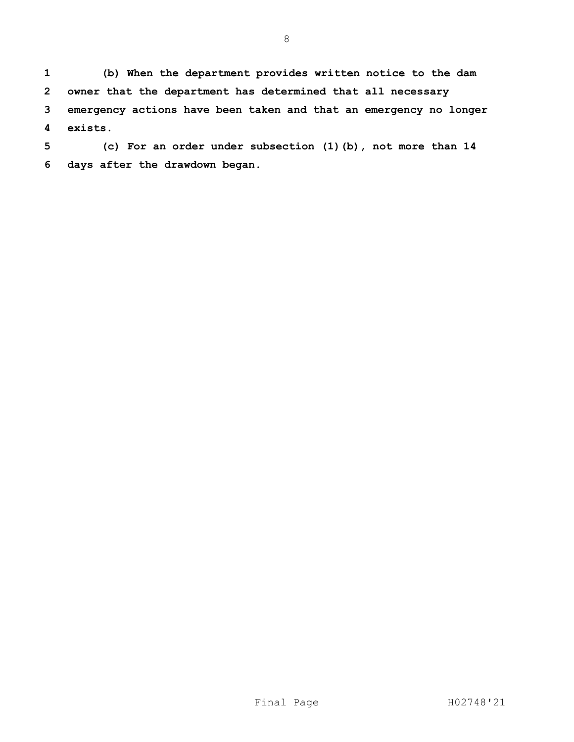**(b) When the department provides written notice to the dam owner that the department has determined that all necessary emergency actions have been taken and that an emergency no longer exists.**

**(c) For an order under subsection (1)(b), not more than 14 days after the drawdown began.**